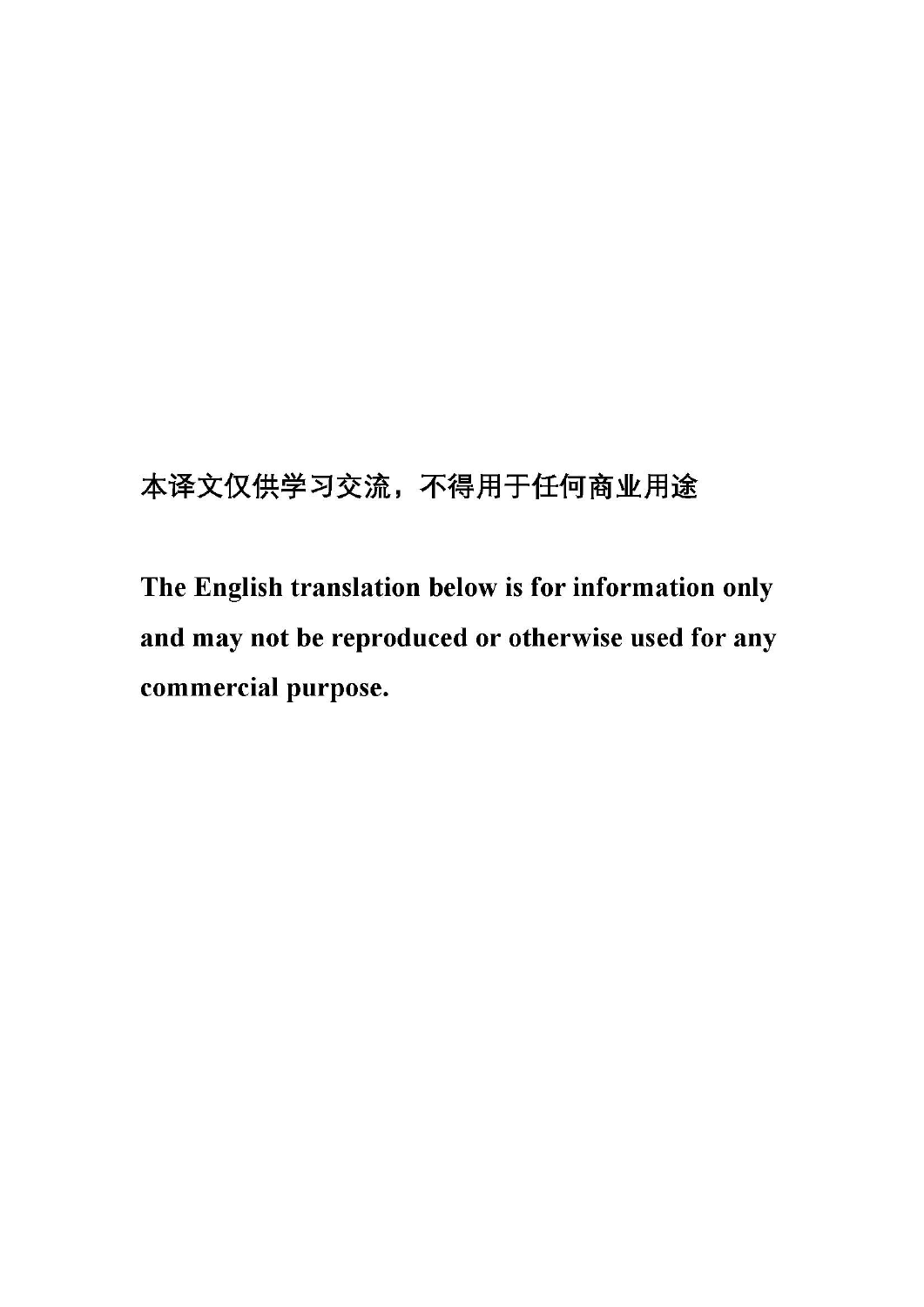本译文仅供学习交流，不得用于任何商业用途

**The English translation below is for information only and may not be reproduced or otherwise used for any commercial purpose.**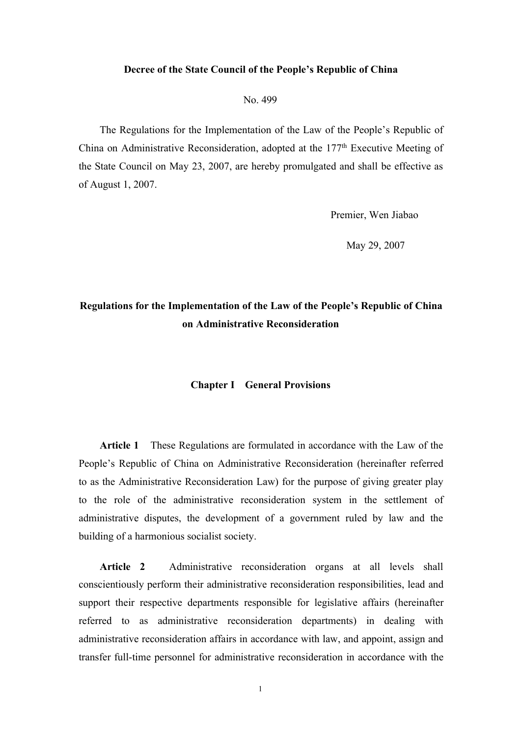**Decree of the State Council of the People's Republic of China**

No. 499

The Regulations for the Implementation of the Law of the People's Republic of China on Administrative Reconsideration, adopted at the 177th Executive Meeting of the State Council on May 23, 2007, are hereby promulgated and shall be effective as of August 1, 2007.

Premier, Wen Jiabao

May 29, 2007

# Regulations for the Implementation of the Law of the People's Republic of China on Administrative Reconsideration

## Chapter I General Provisions

**Article 1** These Regulations are formulated in accordance with the Law of the People's Republic of China on Administrative Reconsideration (hereinafter referred to as the Administrative Reconsideration Law) for the purpose of giving greater play to the role of the administrative reconsideration system in the settlement of administrative disputes, the development of a government ruled by law and the building of a harmonious socialist society.

**Article 2** Administrative reconsideration organs at all levels shall conscientiously perform their administrative reconsideration responsibilities, lead and support their respective departments responsible for legislative affairs (hereinafter referred to as administrative reconsideration departments) in dealing with administrative reconsideration affairs in accordance with law, and appoint, assign and transfer full-time personnel for administrative reconsideration in accordance with the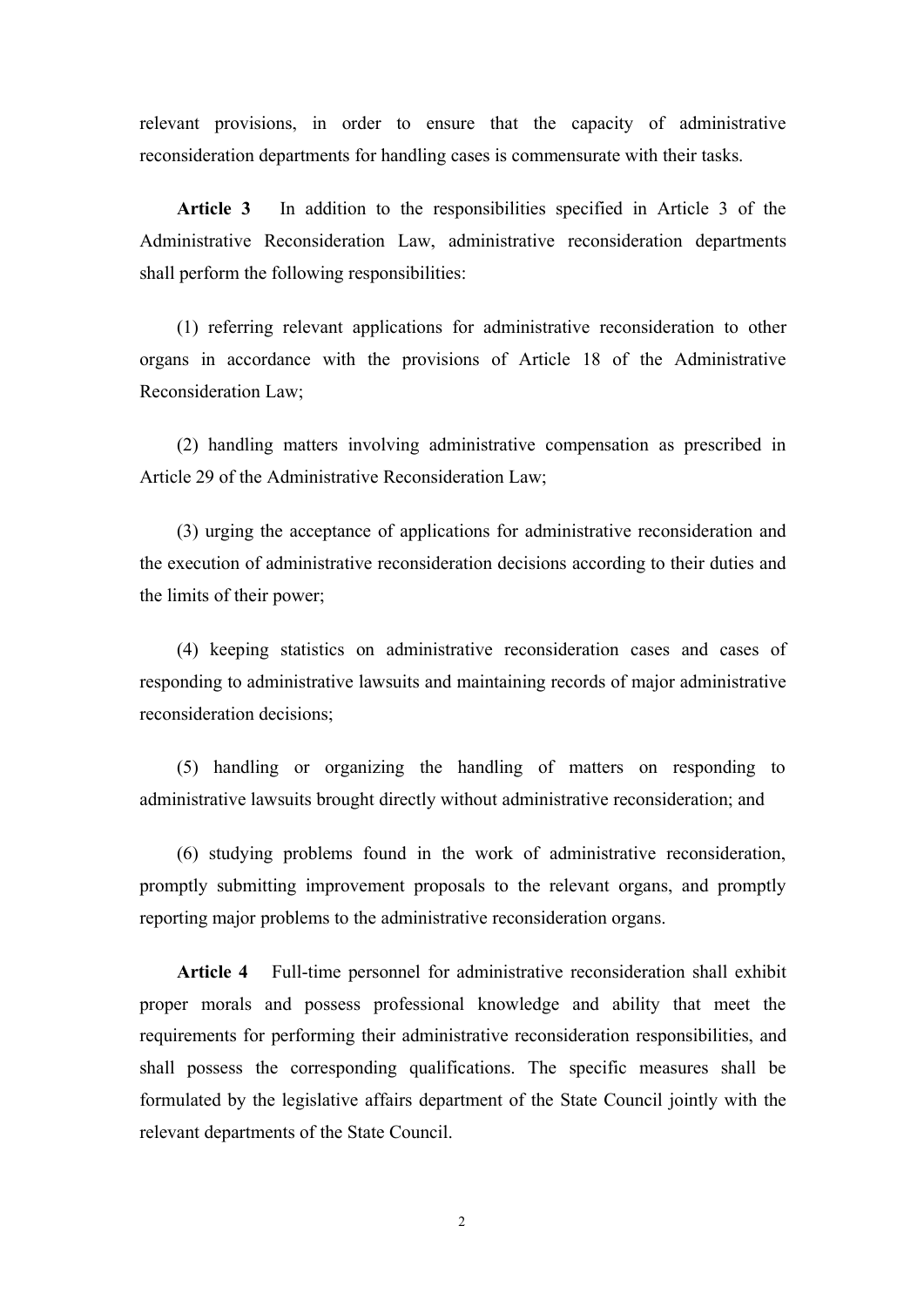relevant provisions, in order to ensure that the capacity of administrative reconsideration departments for handling cases is commensurate with their tasks.

**Article 3** In addition to the responsibilities specified in Article 3 of the Administrative Reconsideration Law, administrative reconsideration departments shall perform the following responsibilities:

(1) referring relevant applications for administrative reconsideration to other organs in accordance with the provisions of Article 18 of the Administrative Reconsideration Law;

(2) handling matters involving administrative compensation as prescribed in Article 29 of the Administrative Reconsideration Law;

(3) urging the acceptance of applications for administrative reconsideration and the execution of administrative reconsideration decisions according to their duties and the limits of their power;

(4) keeping statistics on administrative reconsideration cases and cases of responding to administrative lawsuits and maintaining records of major administrative reconsideration decisions;

(5) handling or organizing the handling of matters on responding to administrative lawsuits brought directly without administrative reconsideration; and

(6) studying problems found in the work of administrative reconsideration, promptly submitting improvement proposals to the relevant organs, and promptly reporting major problems to the administrative reconsideration organs.

**Article 4** Full-time personnel for administrative reconsideration shall exhibit proper morals and possess professional knowledge and ability that meet the requirements for performing their administrative reconsideration responsibilities, and shall possess the corresponding qualifications. The specific measures shall be formulated by the legislative affairs department of the State Council jointly with the relevant departments of the State Council.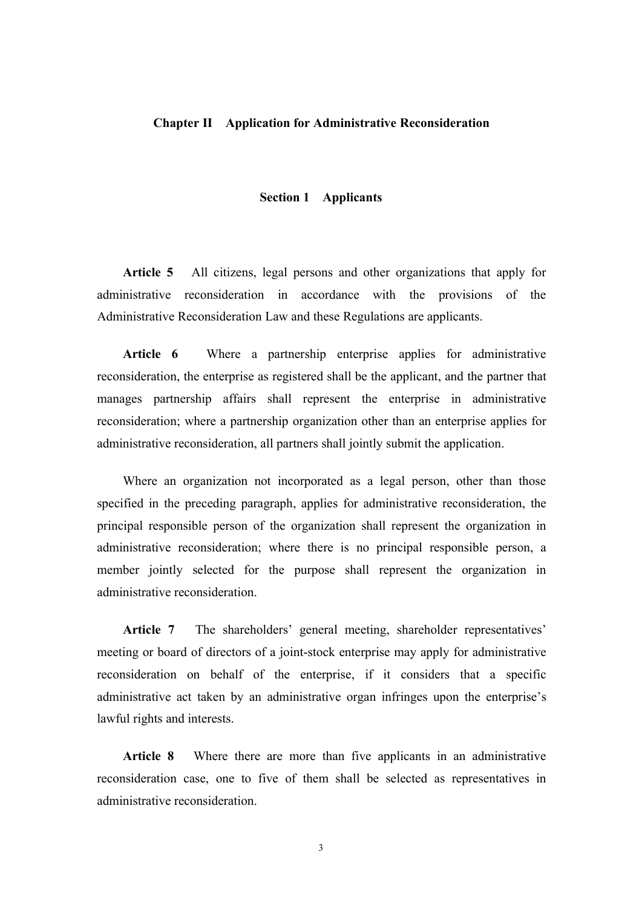## Chapter II Application for Administrative Reconsideration

### Section 1 Applicants

**Article 5** All citizens, legal persons and other organizations that apply for administrative reconsideration in accordance with the provisions of the Administrative Reconsideration Law and these Regulations are applicants.

**Article 6** Where a partnership enterprise applies for administrative reconsideration, the enterprise as registered shall be the applicant, and the partner that manages partnership affairs shall represent the enterprise in administrative reconsideration; where a partnership organization other than an enterprise applies for administrative reconsideration, all partners shall jointly submit the application.

Where an organization not incorporated as a legal person, other than those specified in the preceding paragraph, applies for administrative reconsideration, the principal responsible person of the organization shall represent the organization in administrative reconsideration; where there is no principal responsible person, a member jointly selected for the purpose shall represent the organization in administrative reconsideration.

**Article 7** The shareholders' general meeting, shareholder representatives' meeting or board of directors of a joint-stock enterprise may apply for administrative reconsideration on behalf of the enterprise, if it considers that a specific administrative act taken by an administrative organ infringes upon the enterprise's lawful rights and interests.

**Article 8** Where there are more than five applicants in an administrative reconsideration case, one to five of them shall be selected as representatives in administrative reconsideration.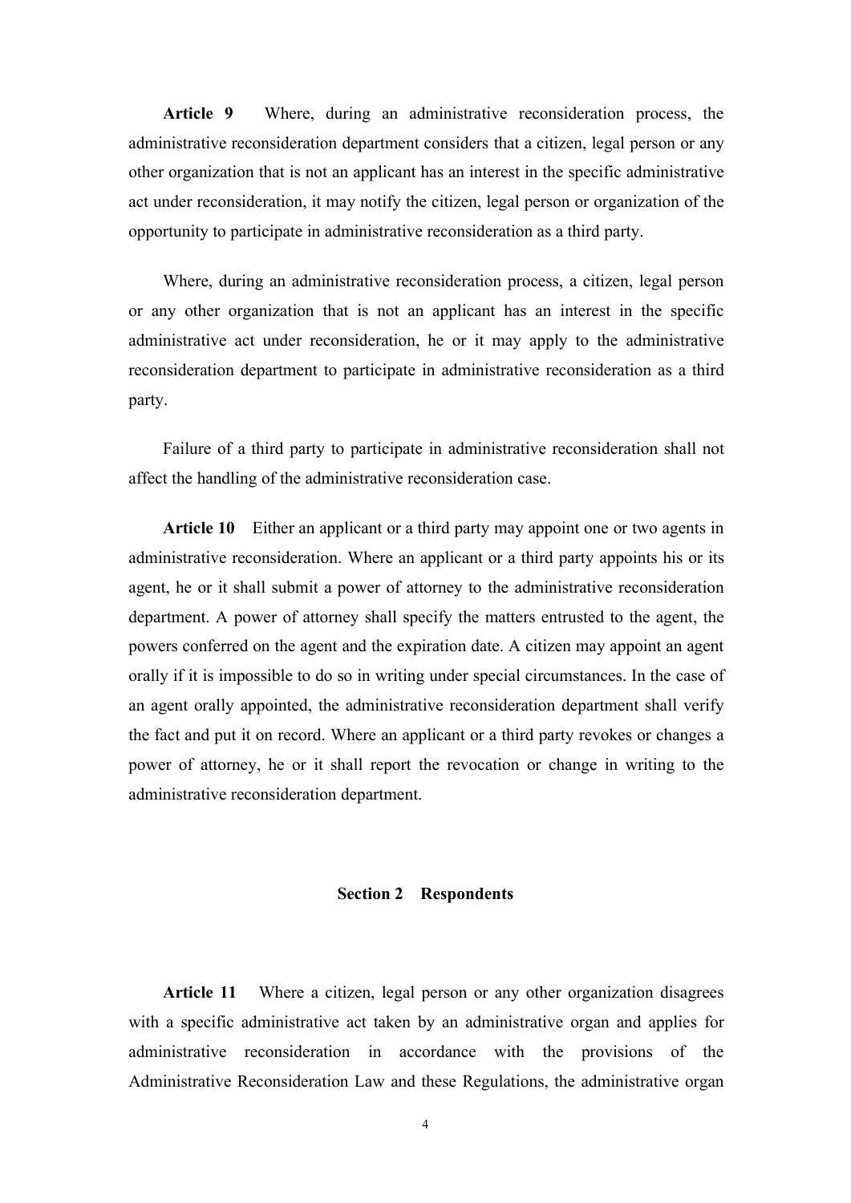**Article 9** Where, during an administrative reconsideration process, the administrative reconsideration department considers that a citizen, legal person or any other organization that is not an applicant has an interest in the specific administrative act under reconsideration, it may notify the citizen, legal person or organization of the opportunity to participate in administrative reconsideration as a third party.

Where, during an administrative reconsideration process, a citizen, legal person or any other organization that is not an applicant has an interest in the specific administrative act under reconsideration, he or it may apply to the administrative reconsideration department to participate in administrative reconsideration as a third party.

Failure of a third party to participate in administrative reconsideration shall not affect the handling of the administrative reconsideration case.

**Article 10** Either an applicant or a third party may appoint one or two agents in administrative reconsideration. Where an applicant or a third party appoints his or its agent, he or it shall submit a power of attorney to the administrative reconsideration department. A power of attorney shall specify the matters entrusted to the agent, the powers conferred on the agent and the expiration date. A citizen may appoint an agent orally if it is impossible to do so in writing under special circumstances. In the case of an agent orally appointed, the administrative reconsideration department shall verify the fact and put it on record. Where an applicant or a third party revokes or changes a power of attorney, he or it shall report the revocation or change in writing to the administrative reconsideration department.

### Section 2 Respondents

**Article 11** Where a citizen, legal person or any other organization disagrees with a specific administrative act taken by an administrative organ and applies for administrative reconsideration in accordance with the provisions of the Administrative Reconsideration Law and these Regulations, the administrative organ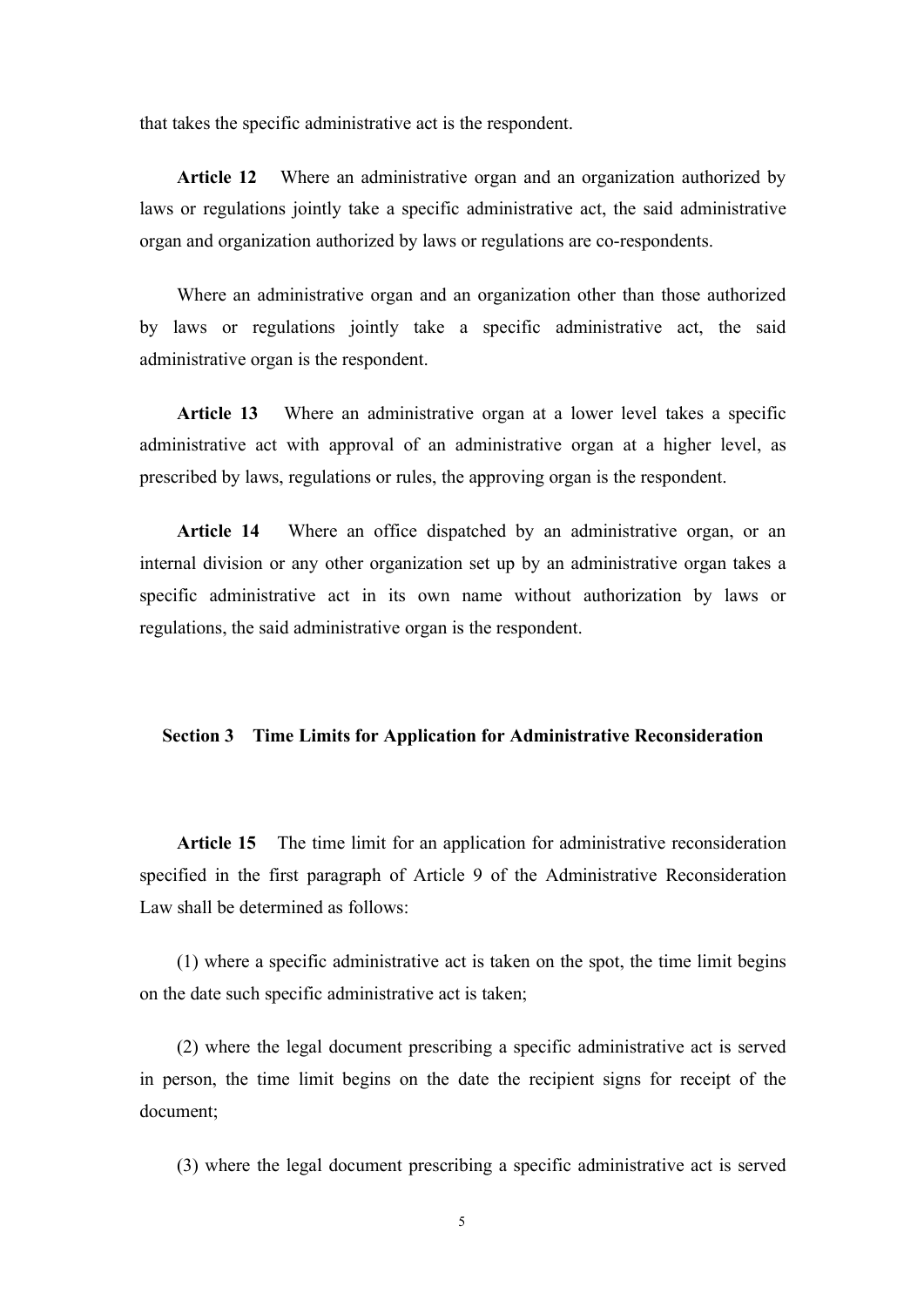that takes the specific administrative act is the respondent.

**Article 12** Where an administrative organ and an organization authorized by laws or regulations jointly take a specific administrative act, the said administrative organ and organization authorized by laws or regulations are co-respondents.

Where an administrative organ and an organization other than those authorized by laws or regulations jointly take a specific administrative act, the said administrative organ is the respondent.

**Article 13** Where an administrative organ at a lower level takes a specific administrative act with approval of an administrative organ at a higher level, as prescribed by laws, regulations or rules, the approving organ is the respondent.

**Article 14** Where an office dispatched by an administrative organ, or an internal division or any other organization set up by an administrative organ takes a specific administrative act in its own name without authorization by laws or regulations, the said administrative organ is the respondent.

### Section 3 Time Limits for Application for Administrative Reconsideration

**Article 15** The time limit for an application for administrative reconsideration specified in the first paragraph of Article 9 of the Administrative Reconsideration Law shall be determined as follows:

(1) where a specific administrative act is taken on the spot, the time limit begins on the date such specific administrative act is taken;

(2) where the legal document prescribing a specific administrative act is served in person, the time limit begins on the date the recipient signs for receipt of the document;

(3) where the legal document prescribing a specific administrative act is served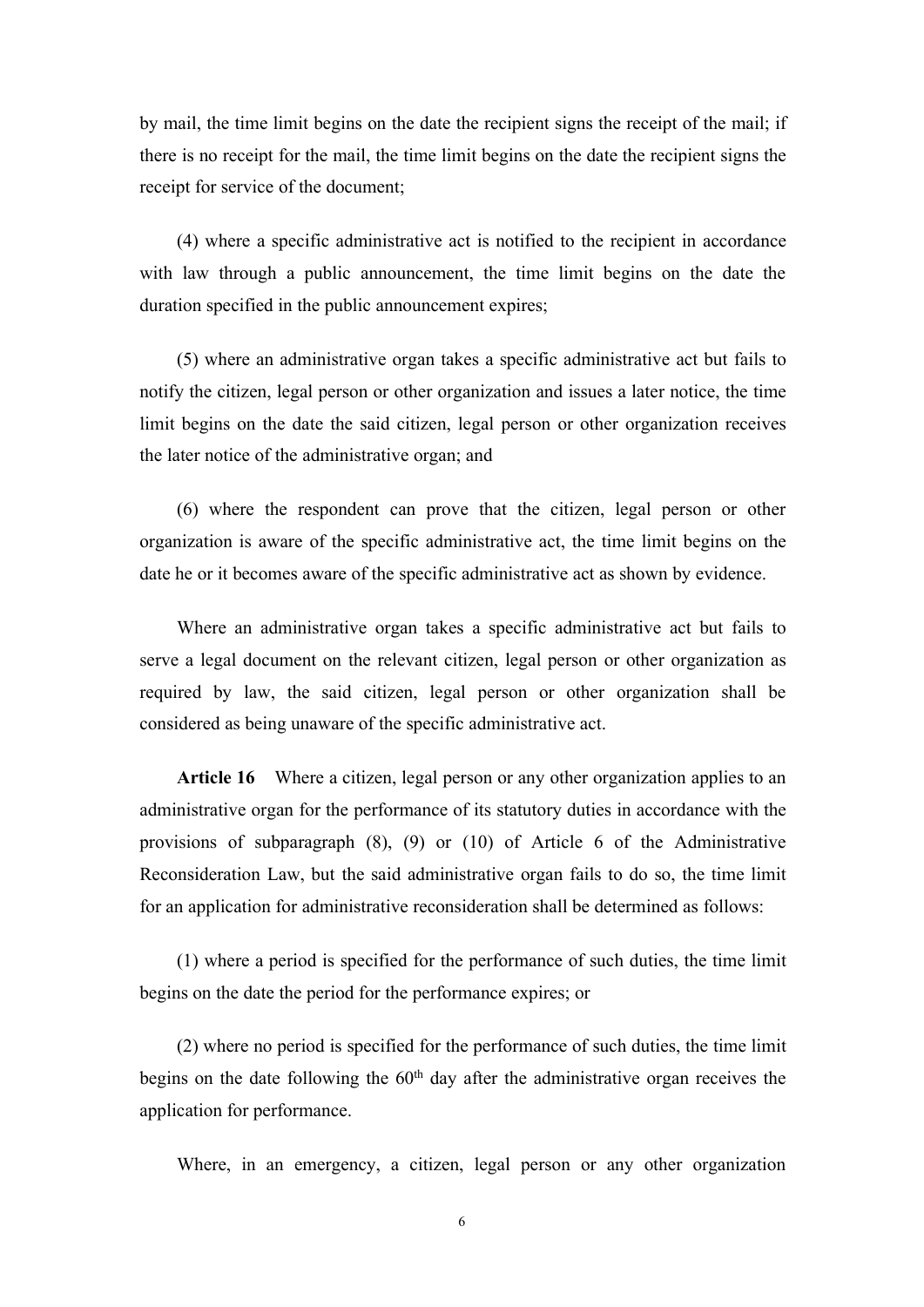by mail, the time limit begins on the date the recipient signs the receipt of the mail; if there is no receipt for the mail, the time limit begins on the date the recipient signs the receipt for service of the document;

(4) where a specific administrative act is notified to the recipient in accordance with law through a public announcement, the time limit begins on the date the duration specified in the public announcement expires;

(5) where an administrative organ takes a specific administrative act but fails to notify the citizen, legal person or other organization and issues a later notice, the time limit begins on the date the said citizen, legal person or other organization receives the later notice of the administrative organ; and

(6) where the respondent can prove that the citizen, legal person or other organization is aware of the specific administrative act, the time limit begins on the date he or it becomes aware of the specific administrative act as shown by evidence.

Where an administrative organ takes a specific administrative act but fails to serve a legal document on the relevant citizen, legal person or other organization as required by law, the said citizen, legal person or other organization shall be considered as being unaware of the specific administrative act.

**Article 16** Where a citizen, legal person or any other organization applies to an administrative organ for the performance of its statutory duties in accordance with the provisions of subparagraph (8), (9) or (10) of Article 6 of the Administrative Reconsideration Law, but the said administrative organ fails to do so, the time limit for an application for administrative reconsideration shall be determined as follows:

(1) where a period is specified for the performance of such duties, the time limit begins on the date the period for the performance expires; or

(2) where no period is specified for the performance of such duties, the time limit begins on the date following the 60th day after the administrative organ receives the application for performance.

Where, in an emergency, a citizen, legal person or any other organization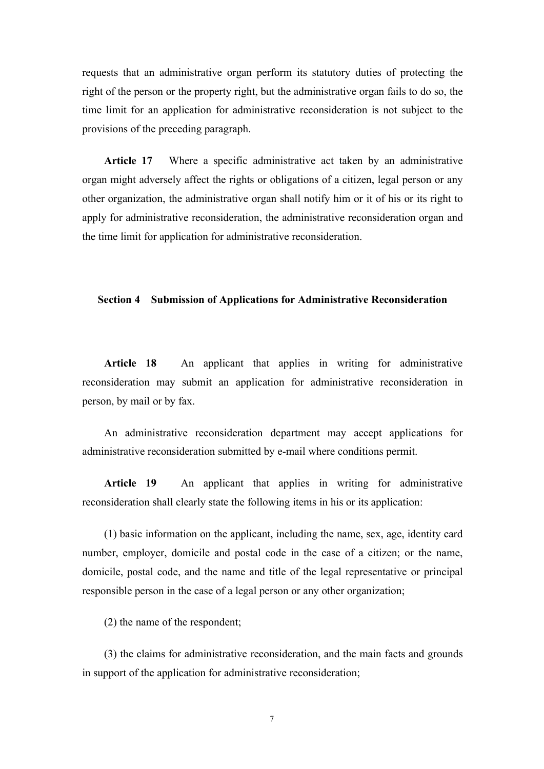requests that an administrative organ perform its statutory duties of protecting the right of the person or the property right, but the administrative organ fails to do so, the time limit for an application for administrative reconsideration is not subject to the provisions of the preceding paragraph.

**Article 17** Where a specific administrative act taken by an administrative organ might adversely affect the rights or obligations of a citizen, legal person or any other organization, the administrative organ shall notify him or it of his or its right to apply for administrative reconsideration, the administrative reconsideration organ and the time limit for application for administrative reconsideration.

## Section 4 Submission of Applications for Administrative Reconsideration

**Article 18** An applicant that applies in writing for administrative reconsideration may submit an application for administrative reconsideration in person, by mail or by fax.

An administrative reconsideration department may accept applications for administrative reconsideration submitted by e-mail where conditions permit.

**Article 19** An applicant that applies in writing for administrative reconsideration shall clearly state the following items in his or its application:

(1) basic information on the applicant, including the name, sex, age, identity card number, employer, domicile and postal code in the case of a citizen; or the name, domicile, postal code, and the name and title of the legal representative or principal responsible person in the case of a legal person or any other organization;

(2) the name of the respondent;

(3) the claims for administrative reconsideration, and the main facts and grounds in support of the application for administrative reconsideration;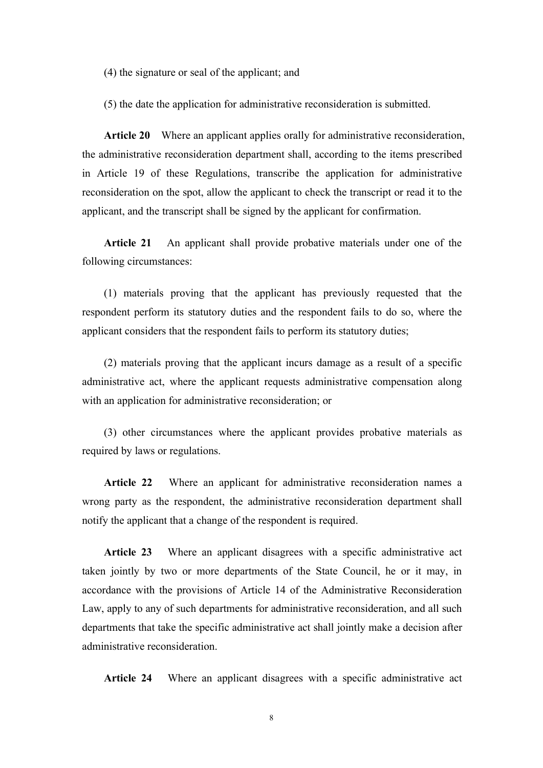(4) the signature or seal of the applicant; and

(5) the date the application for administrative reconsideration is submitted.

**Article 20** Where an applicant applies orally for administrative reconsideration, the administrative reconsideration department shall, according to the items prescribed in Article 19 of these Regulations, transcribe the application for administrative reconsideration on the spot, allow the applicant to check the transcript or read it to the applicant, and the transcript shall be signed by the applicant for confirmation.

**Article 21** An applicant shall provide probative materials under one of the following circumstances:

(1) materials proving that the applicant has previously requested that the respondent perform its statutory duties and the respondent fails to do so, where the applicant considers that the respondent fails to perform its statutory duties;

(2) materials proving that the applicant incurs damage as a result of a specific administrative act, where the applicant requests administrative compensation along with an application for administrative reconsideration; or

(3) other circumstances where the applicant provides probative materials as required by laws or regulations.

**Article 22** Where an applicant for administrative reconsideration names a wrong party as the respondent, the administrative reconsideration department shall notify the applicant that a change of the respondent is required.

**Article 23** Where an applicant disagrees with a specific administrative act taken jointly by two or more departments of the State Council, he or it may, in accordance with the provisions of Article 14 of the Administrative Reconsideration Law, apply to any of such departments for administrative reconsideration, and all such departments that take the specific administrative act shall jointly make a decision after administrative reconsideration.

**Article 24** Where an applicant disagrees with a specific administrative act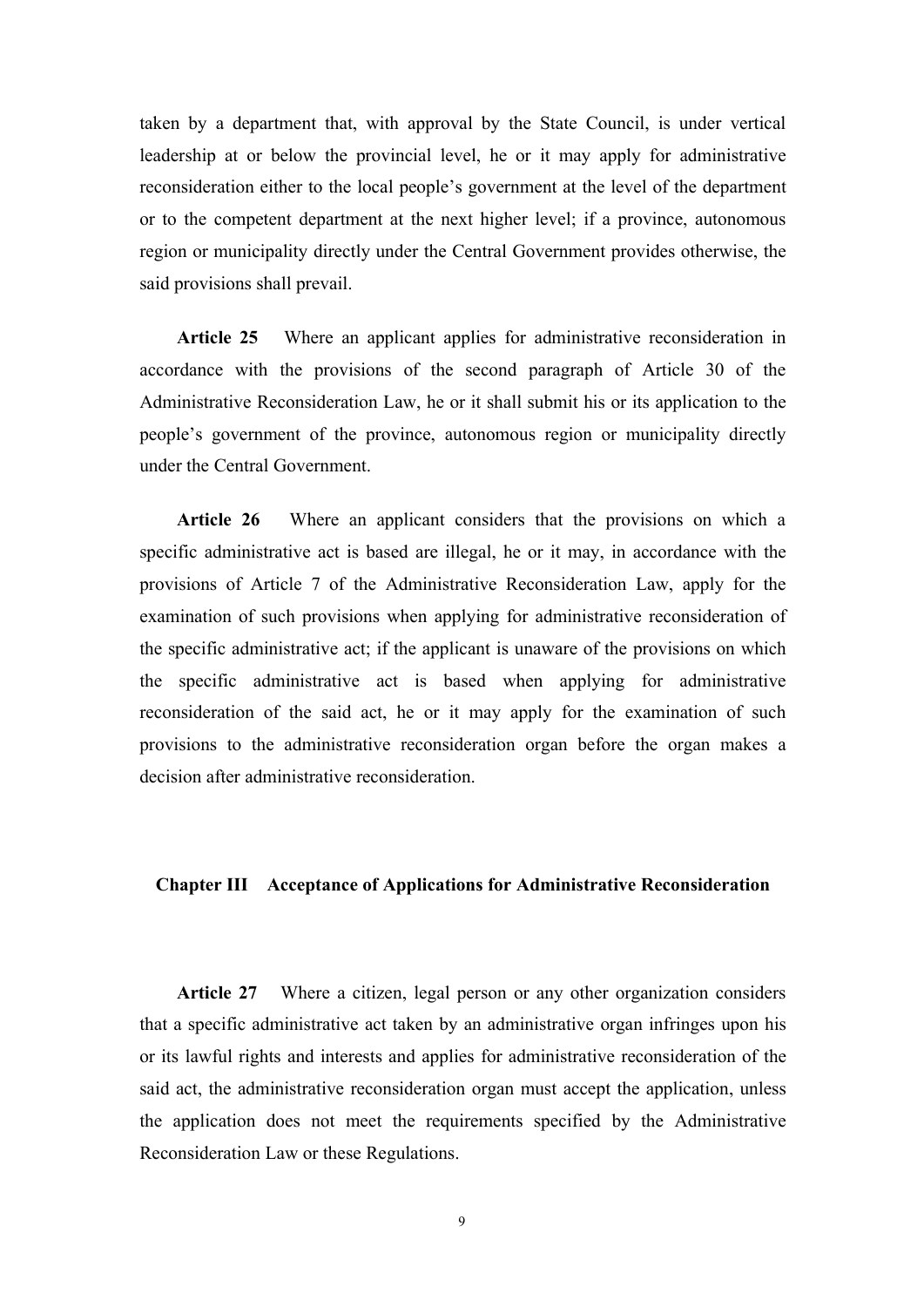taken by a department that, with approval by the State Council, is under vertical leadership at or below the provincial level, he or it may apply for administrative reconsideration either to the local people's government at the level of the department or to the competent department at the next higher level; if a province, autonomous region or municipality directly under the Central Government provides otherwise, the said provisions shall prevail.

**Article 25** Where an applicant applies for administrative reconsideration in accordance with the provisions of the second paragraph of Article 30 of the Administrative Reconsideration Law, he or it shall submit his or its application to the people's government of the province, autonomous region or municipality directly under the Central Government.

**Article 26** Where an applicant considers that the provisions on which a specific administrative act is based are illegal, he or it may, in accordance with the provisions of Article 7 of the Administrative Reconsideration Law, apply for the examination of such provisions when applying for administrative reconsideration of the specific administrative act; if the applicant is unaware of the provisions on which the specific administrative act is based when applying for administrative reconsideration of the said act, he or it may apply for the examination of such provisions to the administrative reconsideration organ before the organ makes a decision after administrative reconsideration.

## Chapter III Acceptance of Applications for Administrative Reconsideration

**Article 27** Where a citizen, legal person or any other organization considers that a specific administrative act taken by an administrative organ infringes upon his or its lawful rights and interests and applies for administrative reconsideration of the said act, the administrative reconsideration organ must accept the application, unless the application does not meet the requirements specified by the Administrative Reconsideration Law or these Regulations.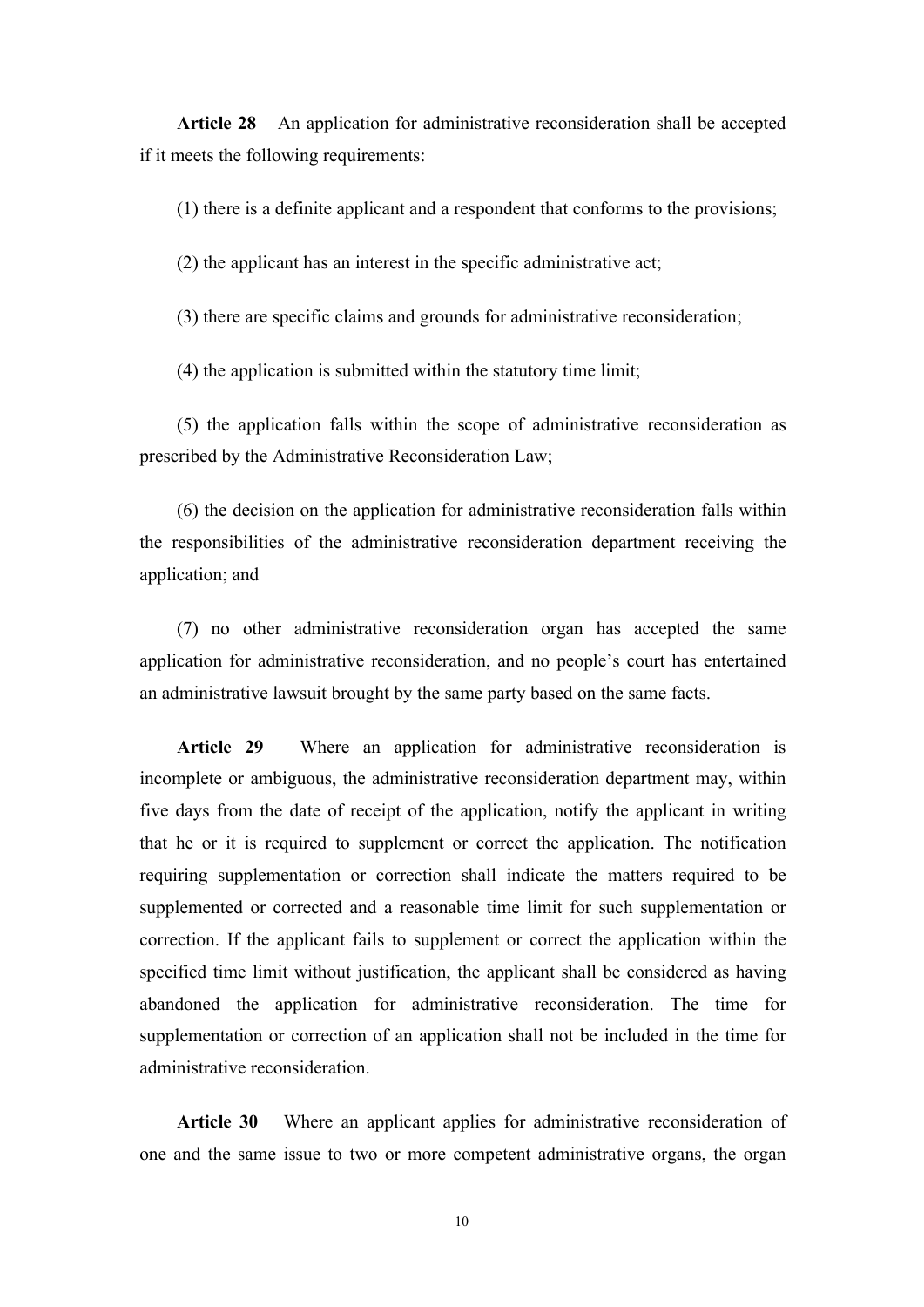**Article 28** An application for administrative reconsideration shall be accepted if it meets the following requirements:

(1) there is a definite applicant and a respondent that conforms to the provisions;

(2) the applicant has an interest in the specific administrative act;

(3) there are specific claims and grounds for administrative reconsideration;

(4) the application is submitted within the statutory time limit;

(5) the application falls within the scope of administrative reconsideration as prescribed by the Administrative Reconsideration Law;

(6) the decision on the application for administrative reconsideration falls within the responsibilities of the administrative reconsideration department receiving the application; and

(7) no other administrative reconsideration organ has accepted the same application for administrative reconsideration, and no people's court has entertained an administrative lawsuit brought by the same party based on the same facts.

**Article 29** Where an application for administrative reconsideration is incomplete or ambiguous, the administrative reconsideration department may, within five days from the date of receipt of the application, notify the applicant in writing that he or it is required to supplement or correct the application. The notification requiring supplementation or correction shall indicate the matters required to be supplemented or corrected and a reasonable time limit for such supplementation or correction. If the applicant fails to supplement or correct the application within the specified time limit without justification, the applicant shall be considered as having abandoned the application for administrative reconsideration. The time for supplementation or correction of an application shall not be included in the time for administrative reconsideration.

**Article 30** Where an applicant applies for administrative reconsideration of one and the same issue to two or more competent administrative organs, the organ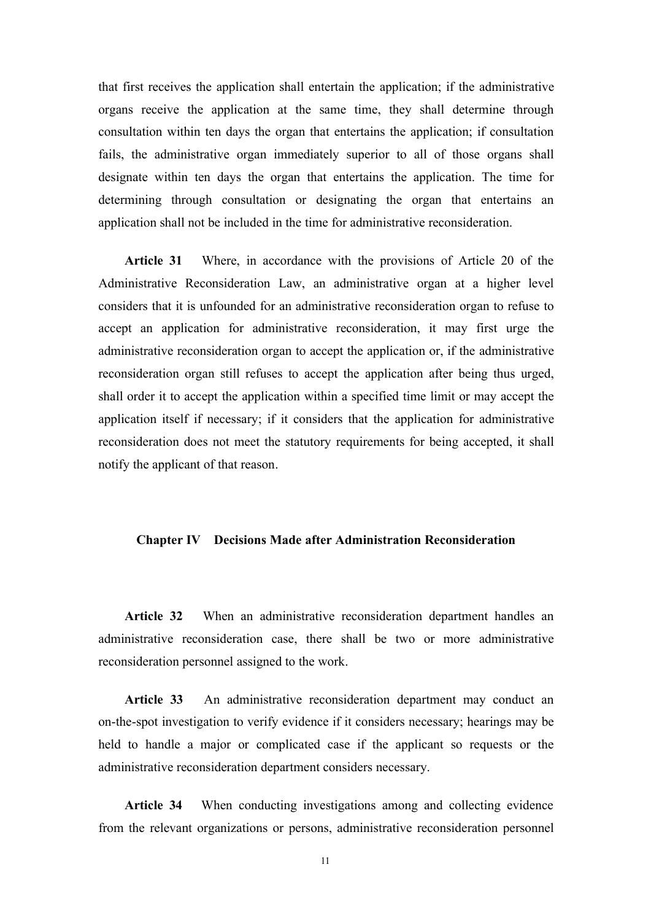that first receives the application shall entertain the application; if the administrative organs receive the application at the same time, they shall determine through consultation within ten days the organ that entertains the application; if consultation fails, the administrative organ immediately superior to all of those organs shall designate within ten days the organ that entertains the application. The time for determining through consultation or designating the organ that entertains an application shall not be included in the time for administrative reconsideration.

**Article 31** Where, in accordance with the provisions of Article 20 of the Administrative Reconsideration Law, an administrative organ at a higher level considers that it is unfounded for an administrative reconsideration organ to refuse to accept an application for administrative reconsideration, it may first urge the administrative reconsideration organ to accept the application or, if the administrative reconsideration organ still refuses to accept the application after being thus urged, shall order it to accept the application within a specified time limit or may accept the application itself if necessary; if it considers that the application for administrative reconsideration does not meet the statutory requirements for being accepted, it shall notify the applicant of that reason.

## Chapter IV Decisions Made after Administration Reconsideration

**Article 32** When an administrative reconsideration department handles an administrative reconsideration case, there shall be two or more administrative reconsideration personnel assigned to the work.

**Article 33** An administrative reconsideration department may conduct an on-the-spot investigation to verify evidence if it considers necessary; hearings may be held to handle a major or complicated case if the applicant so requests or the administrative reconsideration department considers necessary.

**Article 34** When conducting investigations among and collecting evidence from the relevant organizations or persons, administrative reconsideration personnel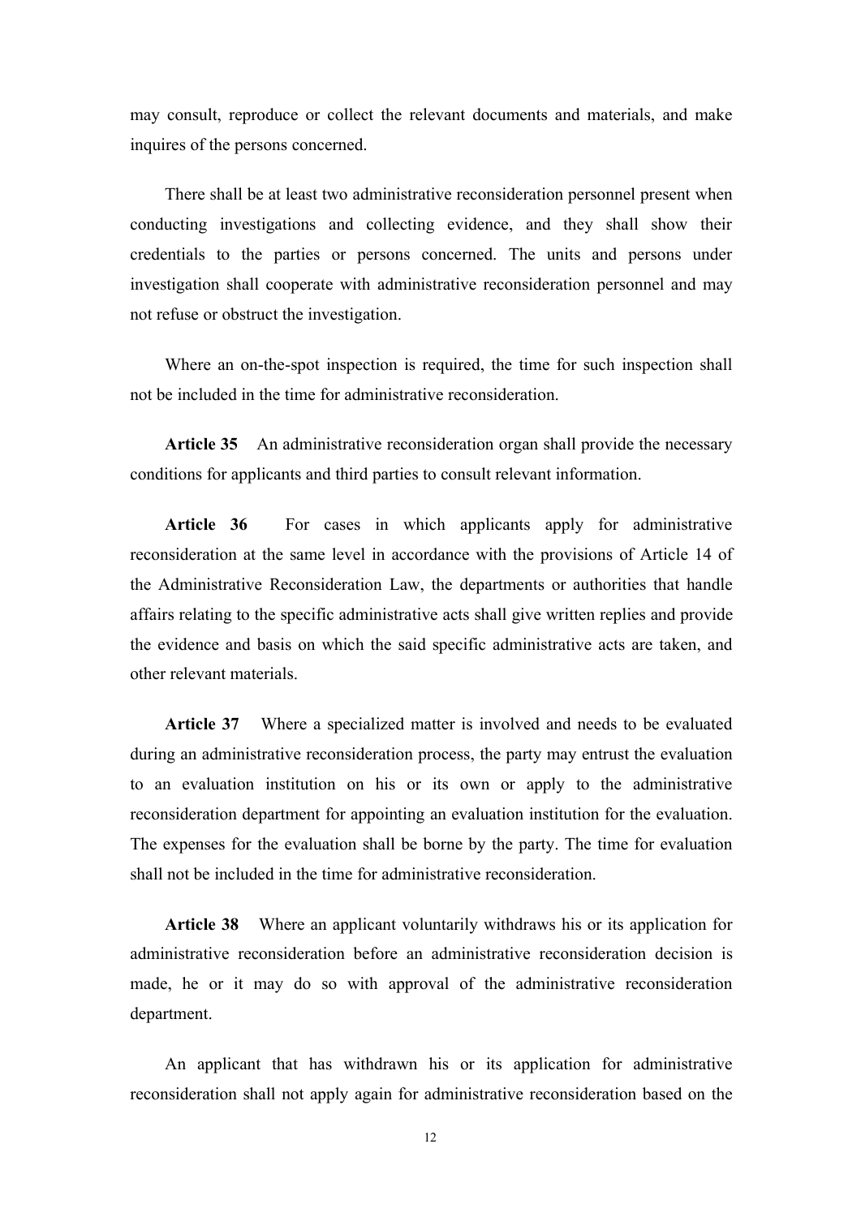may consult, reproduce or collect the relevant documents and materials, and make inquires of the persons concerned.

There shall be at least two administrative reconsideration personnel present when conducting investigations and collecting evidence, and they shall show their credentials to the parties or persons concerned. The units and persons under investigation shall cooperate with administrative reconsideration personnel and may not refuse or obstruct the investigation.

Where an on-the-spot inspection is required, the time for such inspection shall not be included in the time for administrative reconsideration.

**Article 35** An administrative reconsideration organ shall provide the necessary conditions for applicants and third parties to consult relevant information.

**Article 36** For cases in which applicants apply for administrative reconsideration at the same level in accordance with the provisions of Article 14 of the Administrative Reconsideration Law, the departments or authorities that handle affairs relating to the specific administrative acts shall give written replies and provide the evidence and basis on which the said specific administrative acts are taken, and other relevant materials.

**Article 37** Where a specialized matter is involved and needs to be evaluated during an administrative reconsideration process, the party may entrust the evaluation to an evaluation institution on his or its own or apply to the administrative reconsideration department for appointing an evaluation institution for the evaluation. The expenses for the evaluation shall be borne by the party. The time for evaluation shall not be included in the time for administrative reconsideration.

**Article 38** Where an applicant voluntarily withdraws his or its application for administrative reconsideration before an administrative reconsideration decision is made, he or it may do so with approval of the administrative reconsideration department.

An applicant that has withdrawn his or its application for administrative reconsideration shall not apply again for administrative reconsideration based on the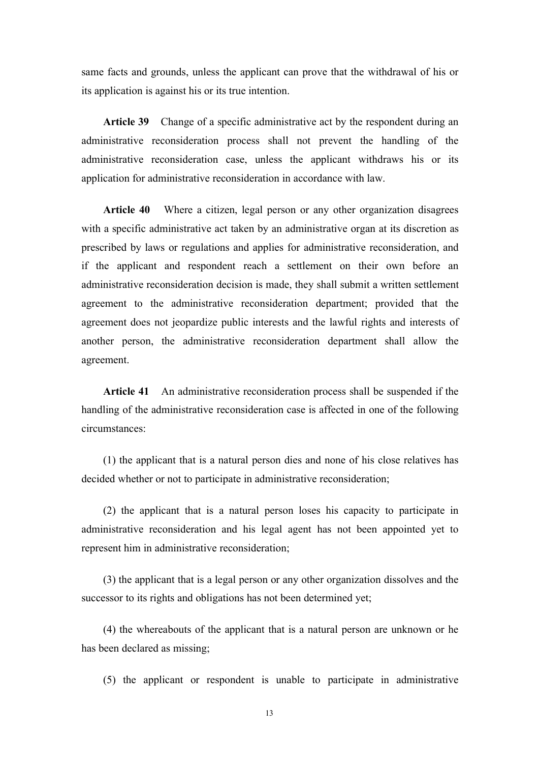same facts and grounds, unless the applicant can prove that the withdrawal of his or its application is against his or its true intention.

**Article 39** Change of a specific administrative act by the respondent during an administrative reconsideration process shall not prevent the handling of the administrative reconsideration case, unless the applicant withdraws his or its application for administrative reconsideration in accordance with law.

**Article 40** Where a citizen, legal person or any other organization disagrees with a specific administrative act taken by an administrative organ at its discretion as prescribed by laws or regulations and applies for administrative reconsideration, and if the applicant and respondent reach a settlement on their own before an administrative reconsideration decision is made, they shall submit a written settlement agreement to the administrative reconsideration department; provided that the agreement does not jeopardize public interests and the lawful rights and interests of another person, the administrative reconsideration department shall allow the agreement.

**Article 41** An administrative reconsideration process shall be suspended if the handling of the administrative reconsideration case is affected in one of the following circumstances:

(1) the applicant that is a natural person dies and none of his close relatives has decided whether or not to participate in administrative reconsideration;

(2) the applicant that is a natural person loses his capacity to participate in administrative reconsideration and his legal agent has not been appointed yet to represent him in administrative reconsideration;

(3) the applicant that is a legal person or any other organization dissolves and the successor to its rights and obligations has not been determined yet;

(4) the whereabouts of the applicant that is a natural person are unknown or he has been declared as missing;

(5) the applicant or respondent is unable to participate in administrative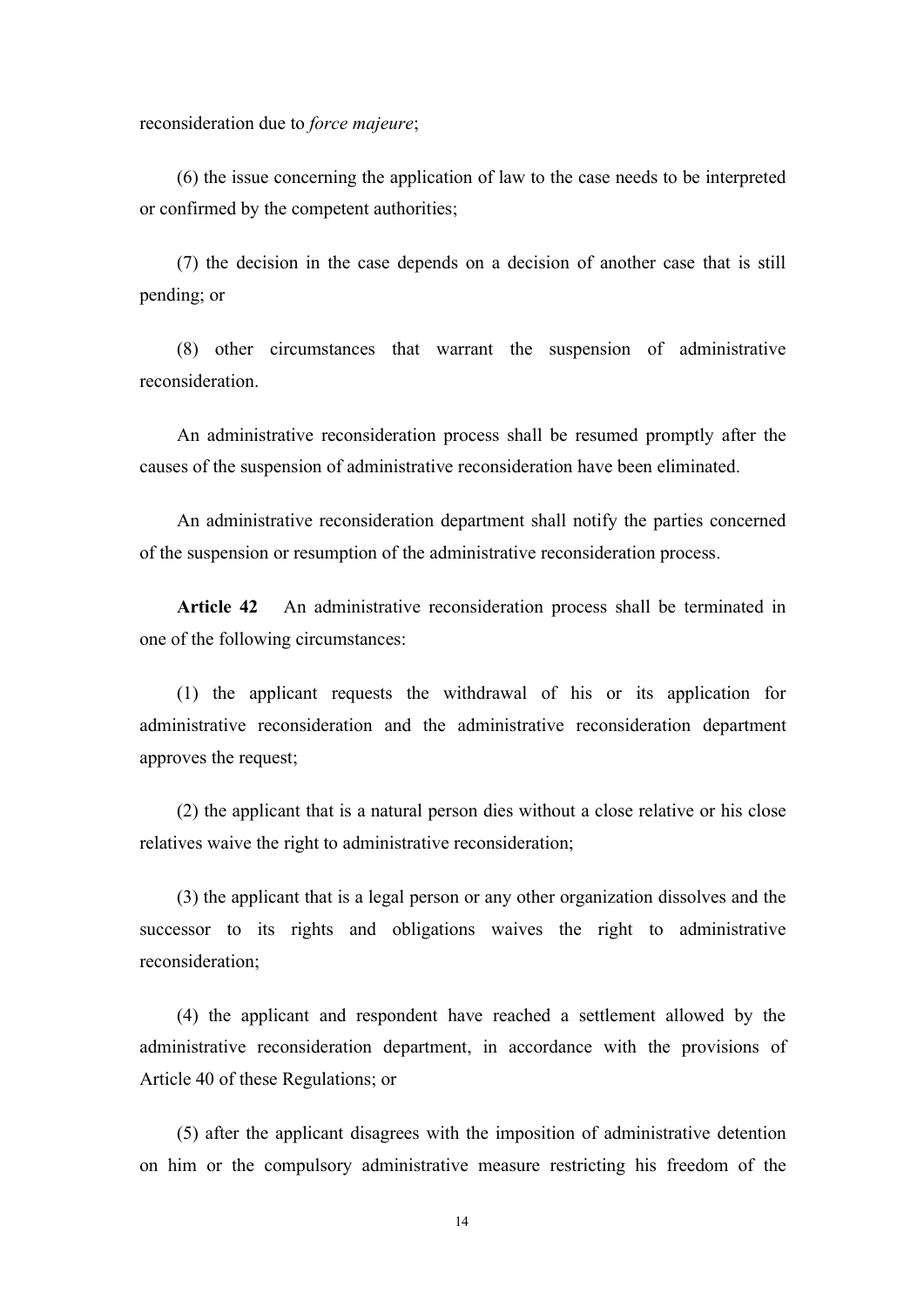reconsideration due to *force majeure*;

(6) the issue concerning the application of law to the case needs to be interpreted or confirmed by the competent authorities;

(7) the decision in the case depends on a decision of another case that is still pending; or

(8) other circumstances that warrant the suspension of administrative reconsideration.

An administrative reconsideration process shall be resumed promptly after the causes of the suspension of administrative reconsideration have been eliminated.

An administrative reconsideration department shall notify the parties concerned of the suspension or resumption of the administrative reconsideration process.

**Article 42** An administrative reconsideration process shall be terminated in one of the following circumstances:

(1) the applicant requests the withdrawal of his or its application for administrative reconsideration and the administrative reconsideration department approves the request;

(2) the applicant that is a natural person dies without a close relative or his close relatives waive the right to administrative reconsideration;

(3) the applicant that is a legal person or any other organization dissolves and the successor to its rights and obligations waives the right to administrative reconsideration;

(4) the applicant and respondent have reached a settlement allowed by the administrative reconsideration department, in accordance with the provisions of Article 40 of these Regulations; or

(5) after the applicant disagrees with the imposition of administrative detention on him or the compulsory administrative measure restricting his freedom of the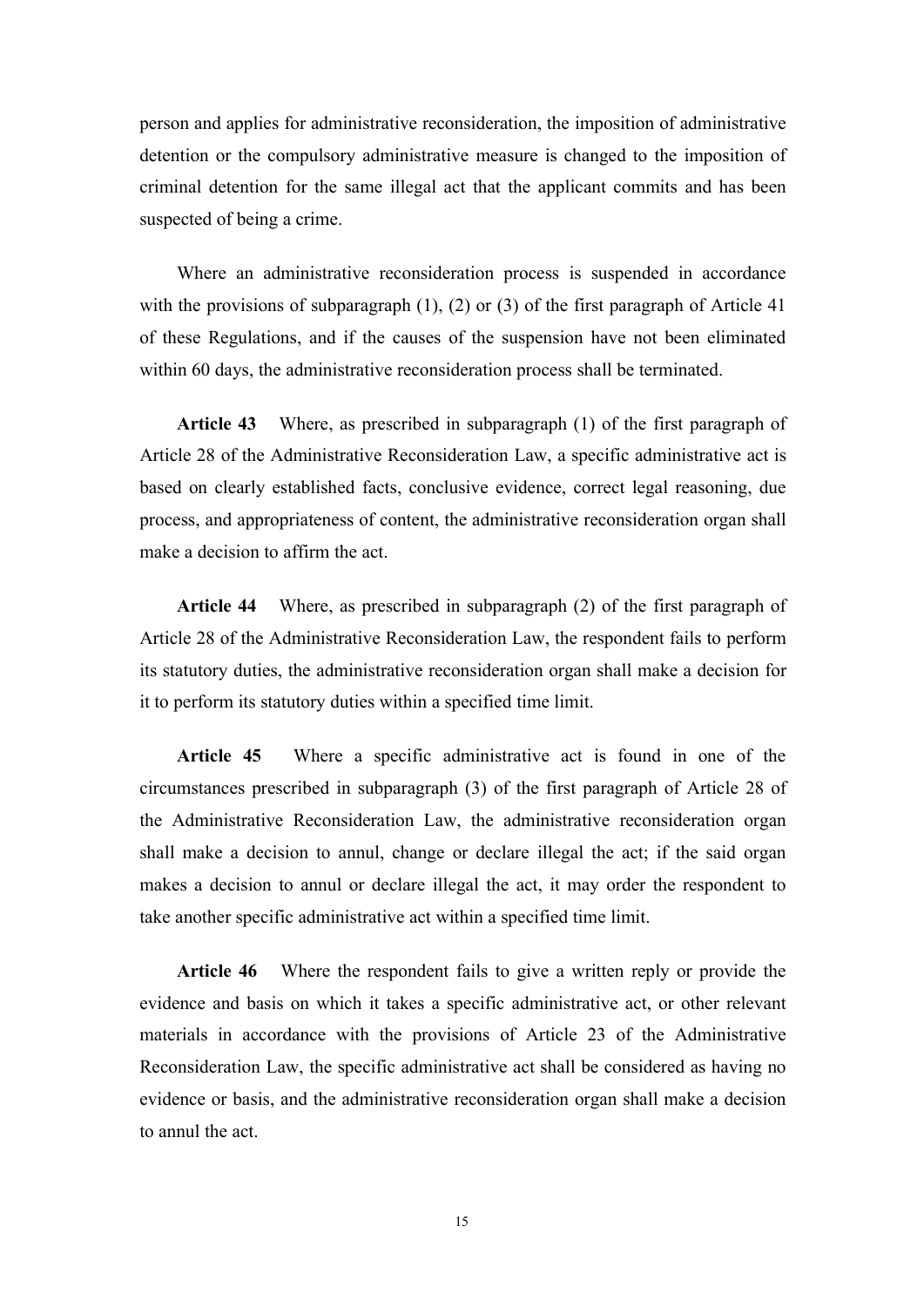person and applies for administrative reconsideration, the imposition of administrative detention or the compulsory administrative measure is changed to the imposition of criminal detention for the same illegal act that the applicant commits and has been suspected of being a crime.

Where an administrative reconsideration process is suspended in accordance with the provisions of subparagraph (1), (2) or (3) of the first paragraph of Article 41 of these Regulations, and if the causes of the suspension have not been eliminated within 60 days, the administrative reconsideration process shall be terminated.

**Article 43** Where, as prescribed in subparagraph (1) of the first paragraph of Article 28 of the Administrative Reconsideration Law, a specific administrative act is based on clearly established facts, conclusive evidence, correct legal reasoning, due process, and appropriateness of content, the administrative reconsideration organ shall make a decision to affirm the act.

**Article 44** Where, as prescribed in subparagraph (2) of the first paragraph of Article 28 of the Administrative Reconsideration Law, the respondent fails to perform its statutory duties, the administrative reconsideration organ shall make a decision for it to perform its statutory duties within a specified time limit.

**Article 45** Where a specific administrative act is found in one of the circumstances prescribed in subparagraph (3) of the first paragraph of Article 28 of the Administrative Reconsideration Law, the administrative reconsideration organ shall make a decision to annul, change or declare illegal the act; if the said organ makes a decision to annul or declare illegal the act, it may order the respondent to take another specific administrative act within a specified time limit.

**Article 46** Where the respondent fails to give a written reply or provide the evidence and basis on which it takes a specific administrative act, or other relevant materials in accordance with the provisions of Article 23 of the Administrative Reconsideration Law, the specific administrative act shall be considered as having no evidence or basis, and the administrative reconsideration organ shall make a decision to annul the act.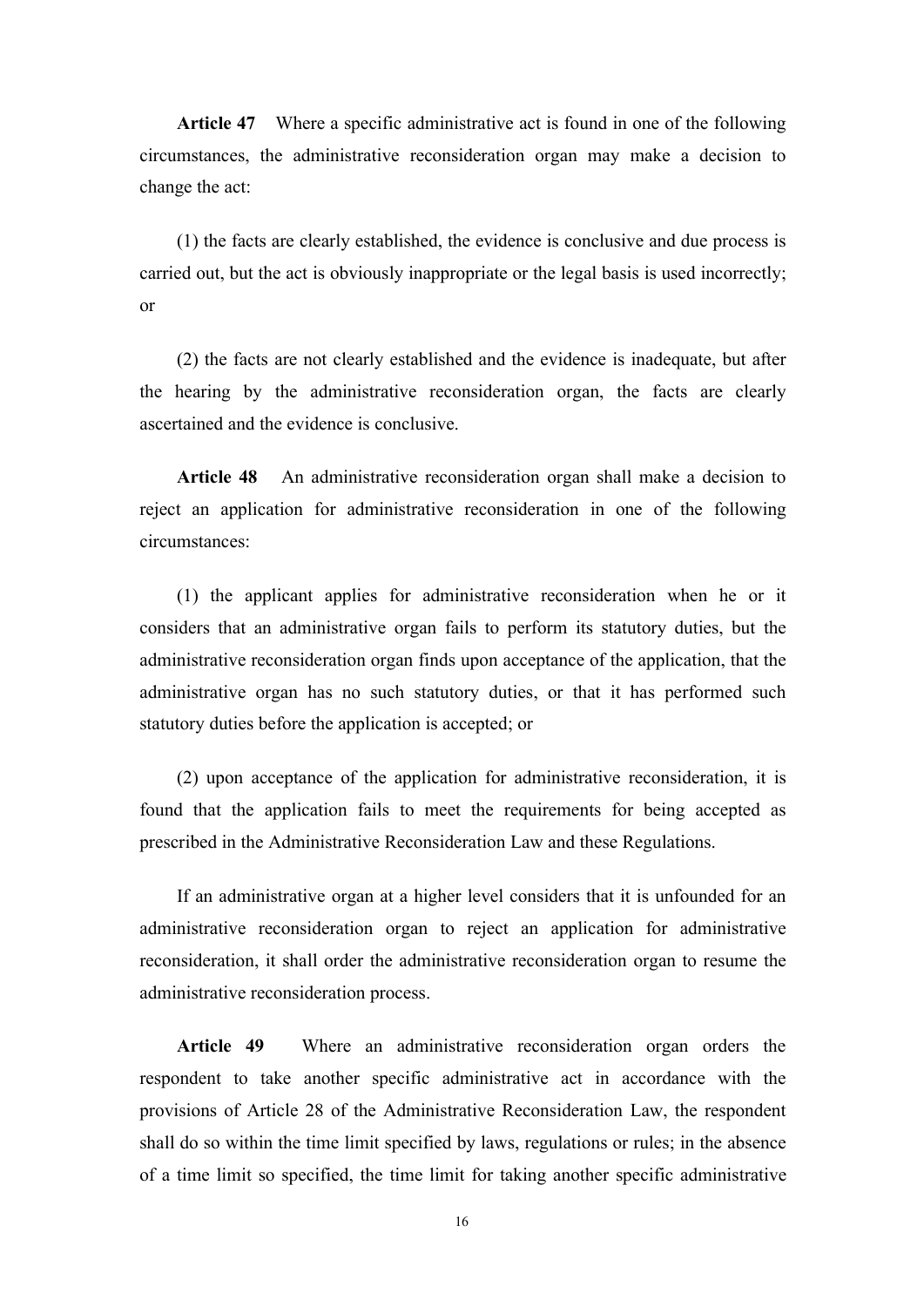**Article 47** Where a specific administrative act is found in one of the following circumstances, the administrative reconsideration organ may make a decision to change the act:

(1) the facts are clearly established, the evidence is conclusive and due process is carried out, but the act is obviously inappropriate or the legal basis is used incorrectly; or

(2) the facts are not clearly established and the evidence is inadequate, but after the hearing by the administrative reconsideration organ, the facts are clearly ascertained and the evidence is conclusive.

**Article 48** An administrative reconsideration organ shall make a decision to reject an application for administrative reconsideration in one of the following circumstances:

(1) the applicant applies for administrative reconsideration when he or it considers that an administrative organ fails to perform its statutory duties, but the administrative reconsideration organ finds upon acceptance of the application, that the administrative organ has no such statutory duties, or that it has performed such statutory duties before the application is accepted; or

(2) upon acceptance of the application for administrative reconsideration, it is found that the application fails to meet the requirements for being accepted as prescribed in the Administrative Reconsideration Law and these Regulations.

If an administrative organ at a higher level considers that it is unfounded for an administrative reconsideration organ to reject an application for administrative reconsideration, it shall order the administrative reconsideration organ to resume the administrative reconsideration process.

**Article 49** Where an administrative reconsideration organ orders the respondent to take another specific administrative act in accordance with the provisions of Article 28 of the Administrative Reconsideration Law, the respondent shall do so within the time limit specified by laws, regulations or rules; in the absence of a time limit so specified, the time limit for taking another specific administrative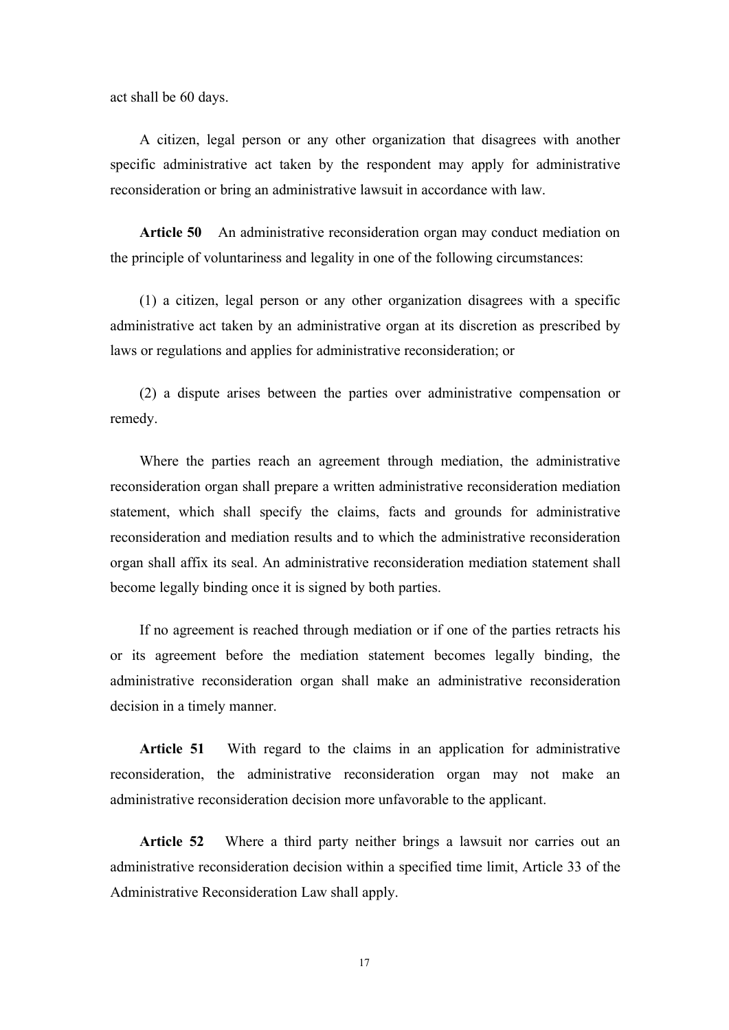act shall be 60 days.

A citizen, legal person or any other organization that disagrees with another specific administrative act taken by the respondent may apply for administrative reconsideration or bring an administrative lawsuit in accordance with law.

**Article 50** An administrative reconsideration organ may conduct mediation on the principle of voluntariness and legality in one of the following circumstances:

(1) a citizen, legal person or any other organization disagrees with a specific administrative act taken by an administrative organ at its discretion as prescribed by laws or regulations and applies for administrative reconsideration; or

(2) a dispute arises between the parties over administrative compensation or remedy.

Where the parties reach an agreement through mediation, the administrative reconsideration organ shall prepare a written administrative reconsideration mediation statement, which shall specify the claims, facts and grounds for administrative reconsideration and mediation results and to which the administrative reconsideration organ shall affix its seal. An administrative reconsideration mediation statement shall become legally binding once it is signed by both parties.

If no agreement is reached through mediation or if one of the parties retracts his or its agreement before the mediation statement becomes legally binding, the administrative reconsideration organ shall make an administrative reconsideration decision in a timely manner.

**Article 51** With regard to the claims in an application for administrative reconsideration, the administrative reconsideration organ may not make an administrative reconsideration decision more unfavorable to the applicant.

**Article 52** Where a third party neither brings a lawsuit nor carries out an administrative reconsideration decision within a specified time limit, Article 33 of the Administrative Reconsideration Law shall apply.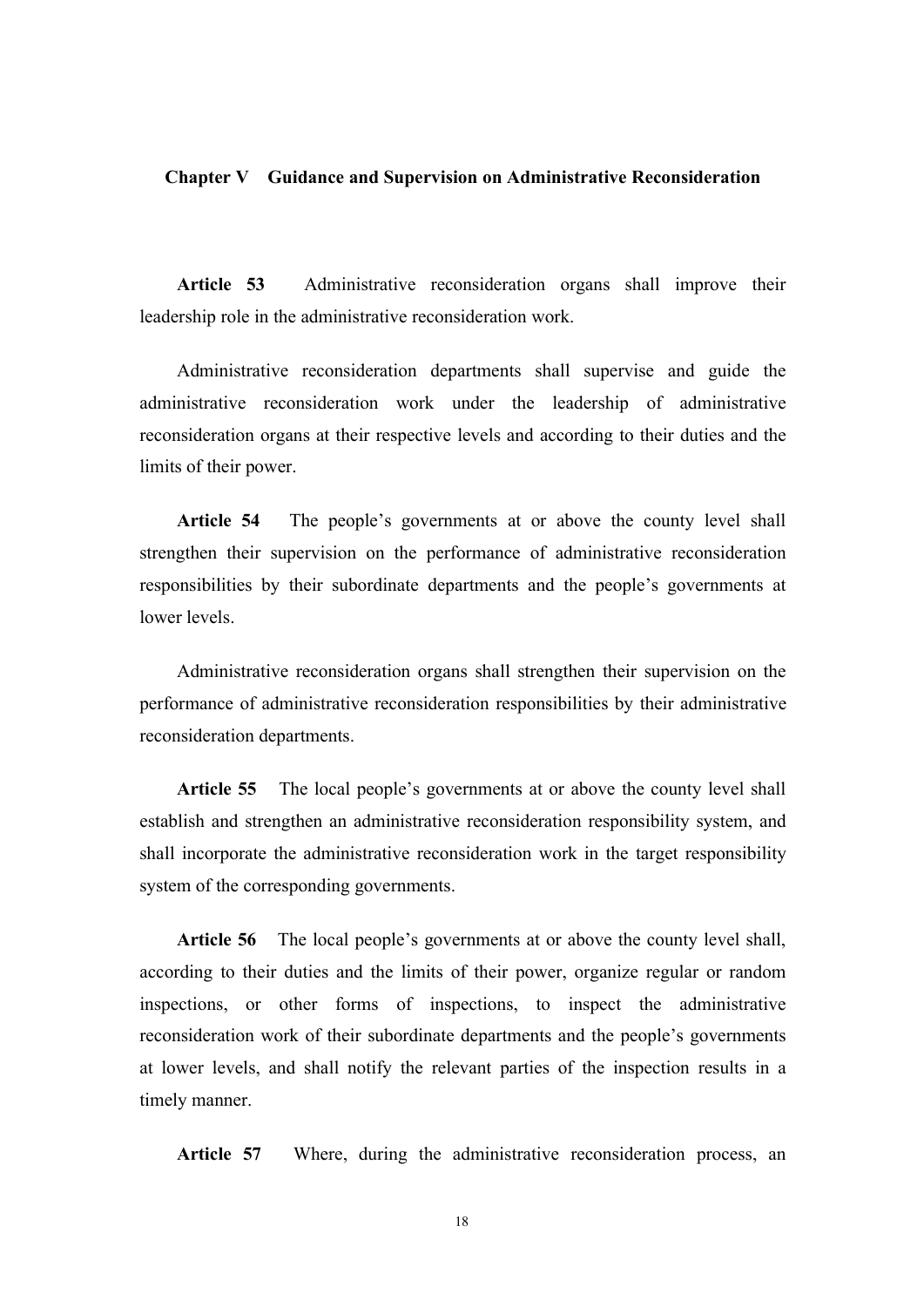## Chapter V Guidance and Supervision on Administrative Reconsideration

**Article 53** Administrative reconsideration organs shall improve their leadership role in the administrative reconsideration work.

Administrative reconsideration departments shall supervise and guide the administrative reconsideration work under the leadership of administrative reconsideration organs at their respective levels and according to their duties and the limits of their power.

**Article 54** The people's governments at or above the county level shall strengthen their supervision on the performance of administrative reconsideration responsibilities by their subordinate departments and the people's governments at lower levels.

Administrative reconsideration organs shall strengthen their supervision on the performance of administrative reconsideration responsibilities by their administrative reconsideration departments.

**Article 55** The local people's governments at or above the county level shall establish and strengthen an administrative reconsideration responsibility system, and shall incorporate the administrative reconsideration work in the target responsibility system of the corresponding governments.

**Article 56** The local people's governments at or above the county level shall, according to their duties and the limits of their power, organize regular or random inspections, or other forms of inspections, to inspect the administrative reconsideration work of their subordinate departments and the people's governments at lower levels, and shall notify the relevant parties of the inspection results in a timely manner.

**Article 57** Where, during the administrative reconsideration process, an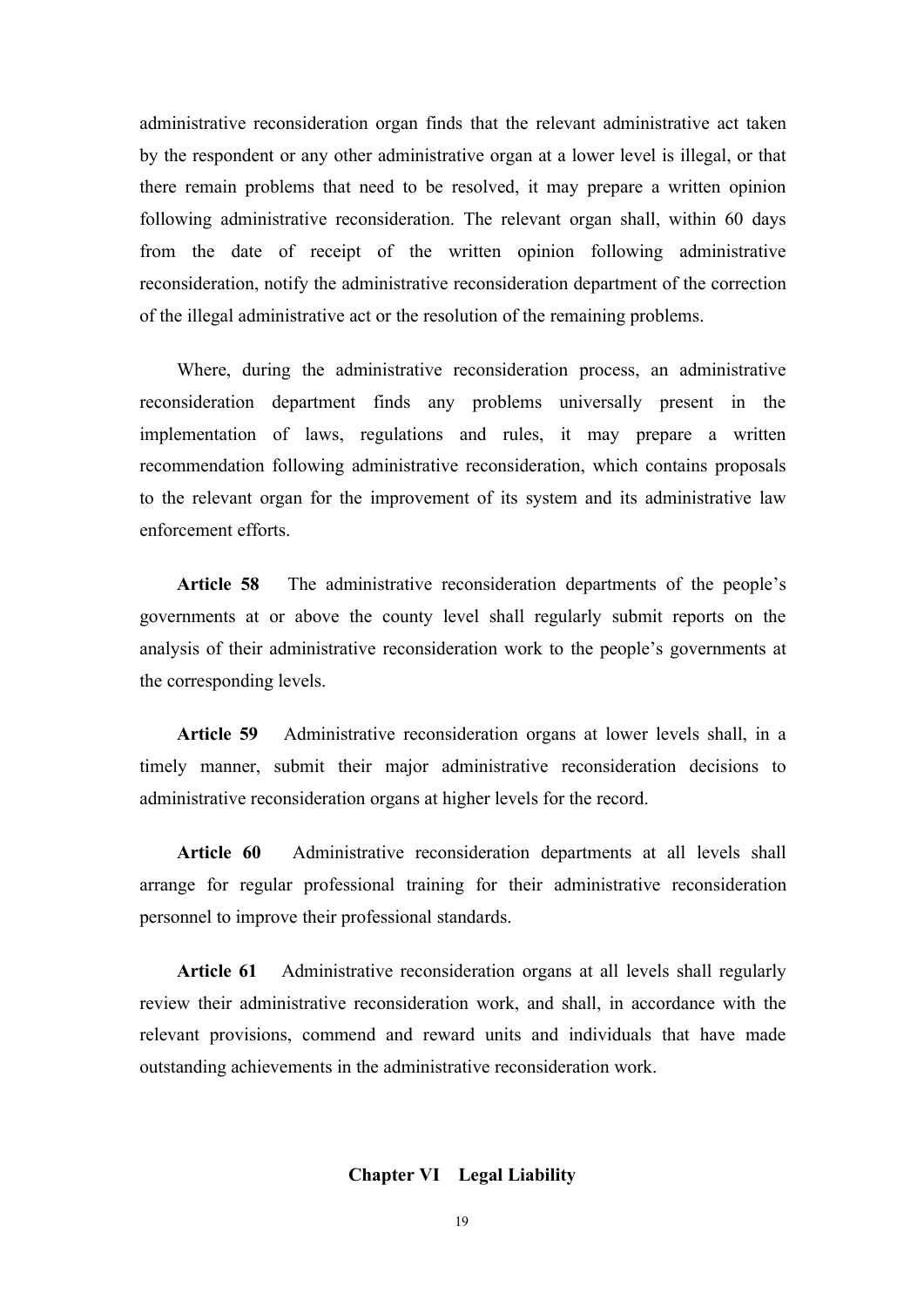administrative reconsideration organ finds that the relevant administrative act taken by the respondent or any other administrative organ at a lower level is illegal, or that there remain problems that need to be resolved, it may prepare a written opinion following administrative reconsideration. The relevant organ shall, within 60 days from the date of receipt of the written opinion following administrative reconsideration, notify the administrative reconsideration department of the correction of the illegal administrative act or the resolution of the remaining problems.

Where, during the administrative reconsideration process, an administrative reconsideration department finds any problems universally present in the implementation of laws, regulations and rules, it may prepare a written recommendation following administrative reconsideration, which contains proposals to the relevant organ for the improvement of its system and its administrative law enforcement efforts.

**Article 58** The administrative reconsideration departments of the people's governments at or above the county level shall regularly submit reports on the analysis of their administrative reconsideration work to the people's governments at the corresponding levels.

**Article 59** Administrative reconsideration organs at lower levels shall, in a timely manner, submit their major administrative reconsideration decisions to administrative reconsideration organs at higher levels for the record.

**Article 60** Administrative reconsideration departments at all levels shall arrange for regular professional training for their administrative reconsideration personnel to improve their professional standards.

**Article 61** Administrative reconsideration organs at all levels shall regularly review their administrative reconsideration work, and shall, in accordance with the relevant provisions, commend and reward units and individuals that have made outstanding achievements in the administrative reconsideration work.

## Chapter VI Legal Liability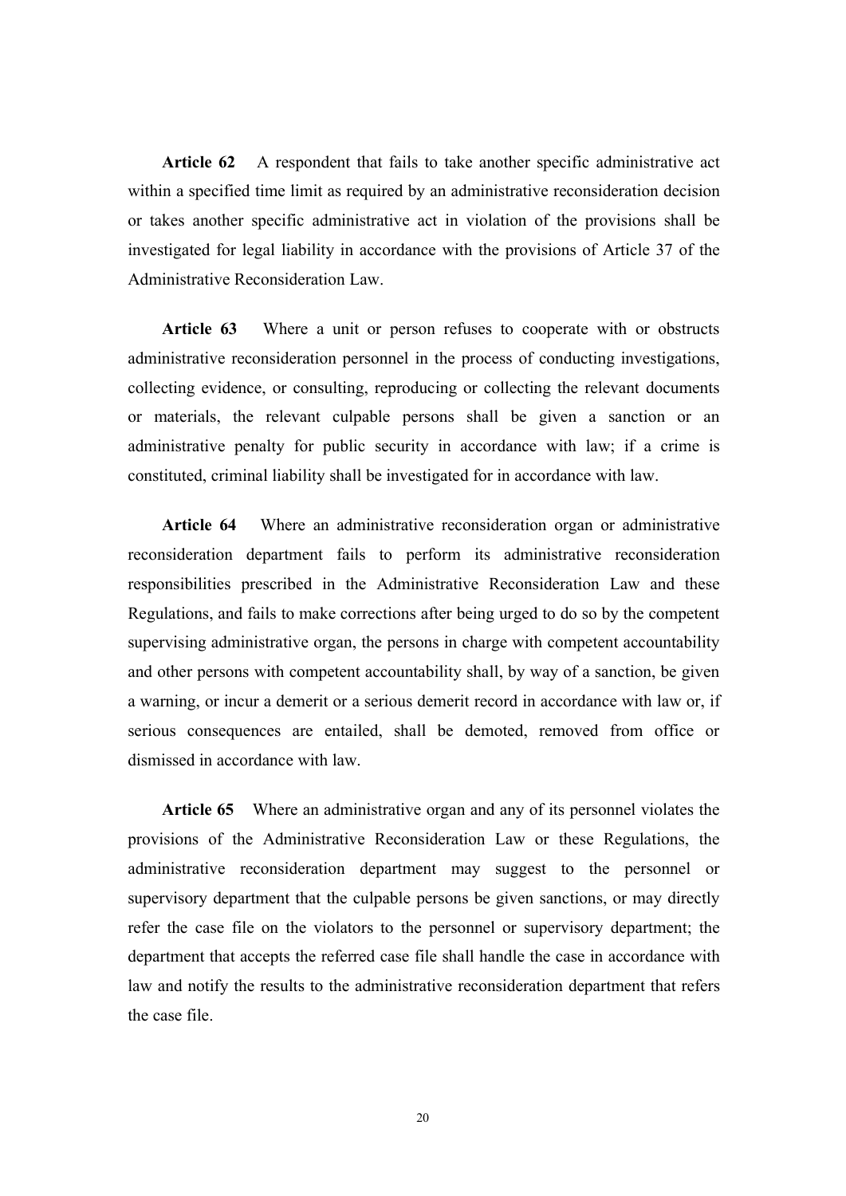**Article 62** A respondent that fails to take another specific administrative act within a specified time limit as required by an administrative reconsideration decision or takes another specific administrative act in violation of the provisions shall be investigated for legal liability in accordance with the provisions of Article 37 of the Administrative Reconsideration Law.

**Article 63** Where a unit or person refuses to cooperate with or obstructs administrative reconsideration personnel in the process of conducting investigations, collecting evidence, or consulting, reproducing or collecting the relevant documents or materials, the relevant culpable persons shall be given a sanction or an administrative penalty for public security in accordance with law; if a crime is constituted, criminal liability shall be investigated for in accordance with law.

**Article 64** Where an administrative reconsideration organ or administrative reconsideration department fails to perform its administrative reconsideration responsibilities prescribed in the Administrative Reconsideration Law and these Regulations, and fails to make corrections after being urged to do so by the competent supervising administrative organ, the persons in charge with competent accountability and other persons with competent accountability shall, by way of a sanction, be given a warning, or incur a demerit or a serious demerit record in accordance with law or, if serious consequences are entailed, shall be demoted, removed from office or dismissed in accordance with law.

**Article 65** Where an administrative organ and any of its personnel violates the provisions of the Administrative Reconsideration Law or these Regulations, the administrative reconsideration department may suggest to the personnel or supervisory department that the culpable persons be given sanctions, or may directly refer the case file on the violators to the personnel or supervisory department; the department that accepts the referred case file shall handle the case in accordance with law and notify the results to the administrative reconsideration department that refers the case file.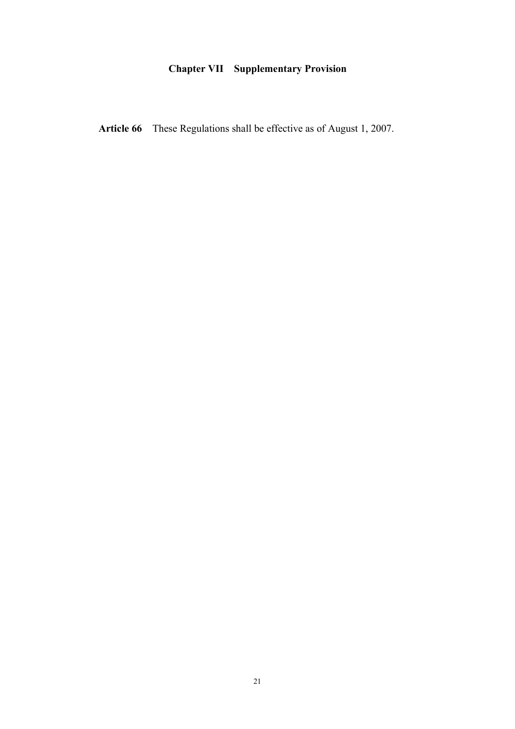## Chapter VII Supplementary Provision

**Article 66** These Regulations shall be effective as of August 1, 2007.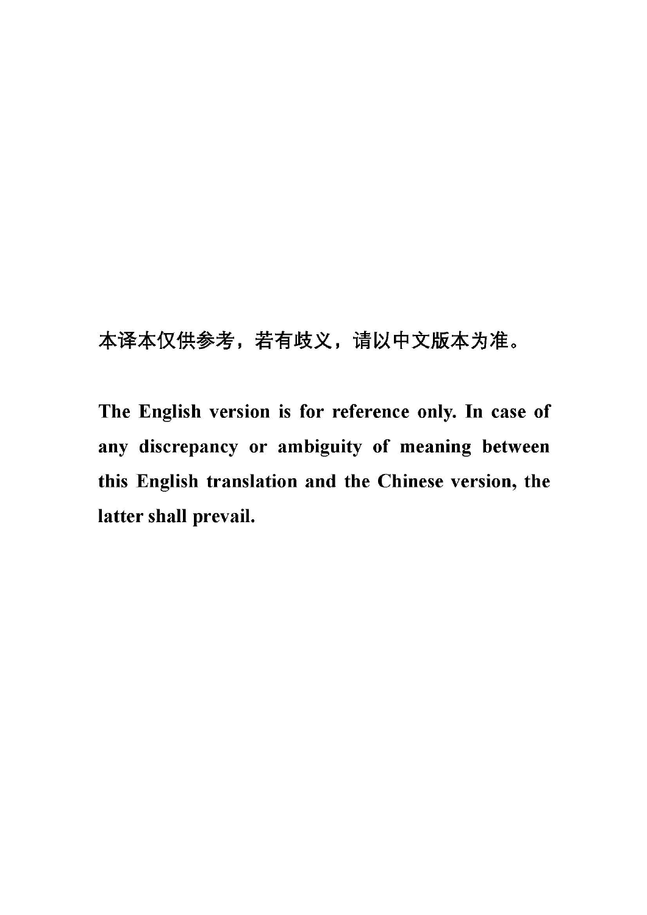本译本仅供参考，若有歧义，请以中文版本为准。

**The English version is for reference only. In case of any discrepancy or ambiguity of meaning between this English translation and the Chinese version, the latter shall prevail.**